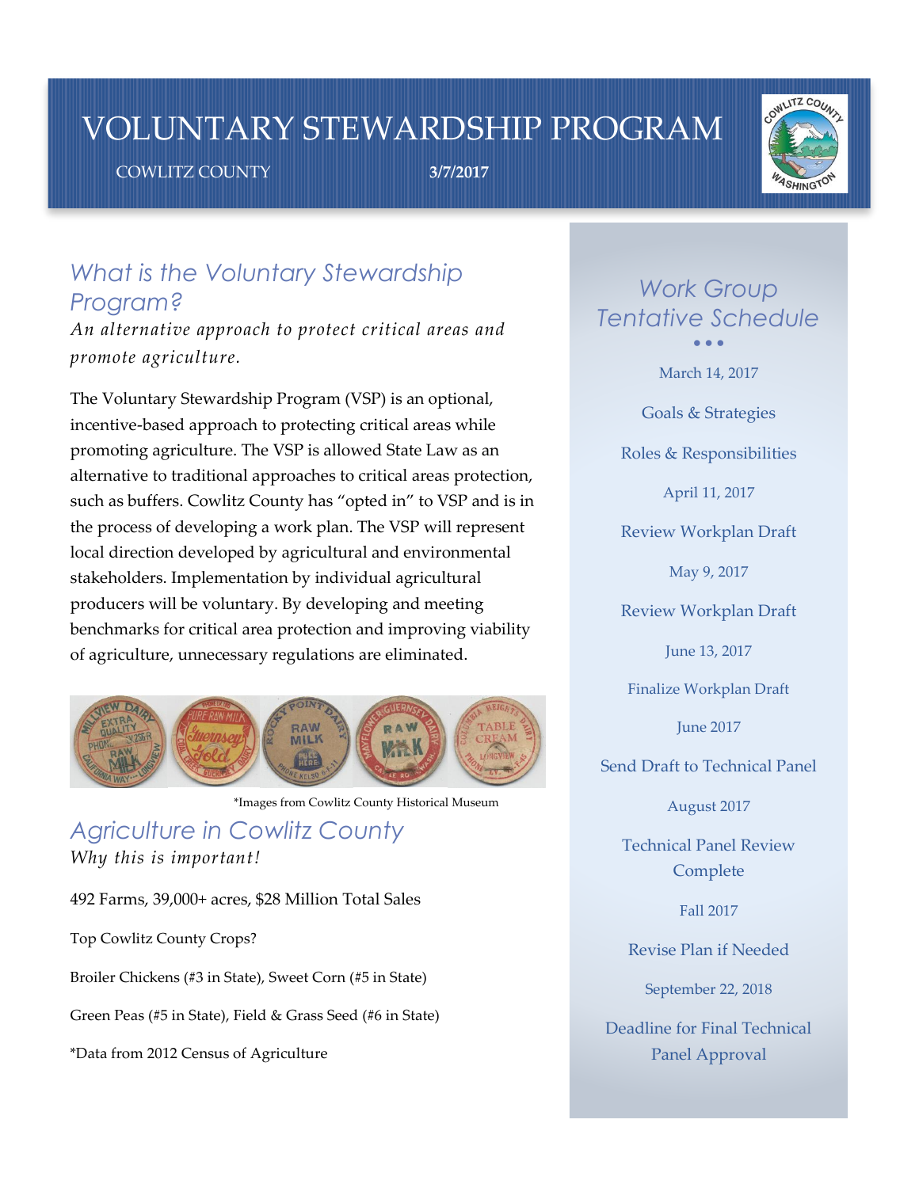# VOLUNTARY STEWARDSHIP PROGRAM

COWLITZ COUNTY **3/7/2017**

## What is the Voluntary Stewardship Program?

*An alternative approach to protect critical areas and promote agriculture.*

The Voluntary Stewardship Program (VSP) is an optional, incentive-based approach to protecting critical areas while promoting agriculture. The VSP is allowed State Law as an alternative to traditional approaches to critical areas protection, such as buffers. Cowlitz County has "opted in" to VSP and is in the process of developing a work plan. The VSP will represent local direction developed by agricultural and environmental stakeholders. Implementation by individual agricultural producers will be voluntary. By developing and meeting benchmarks for critical area protection and improving viability of agriculture, unnecessary regulations are eliminated.

*Images from Cowlitz County Historical Museum

## Agriculture in Cowlitz County

*Why this is important!*

492 Farms, 39,000+ acres, $28 Million Total Sales

Top Cowlitz County Crops?

Broiler Chickens (#3 in State), Sweet Corn (#5 in State)

Green Peas (#5 in State), Field & Grass Seed (#6 in State)

*Data from 2012 Census of Agriculture

## Work Group Tentative Schedule

March 14, 2017

Goals & Strategies

Roles & Responsibilities

April 11, 2017

Review Workplan Draft

May 9, 2017

Review Workplan Draft

June 13, 2017

Finalize Workplan Draft

June 2017

Send Draft to Technical Panel

August 2017

Technical Panel Review Complete

Fall 2017

Revise Plan if Needed

September 22, 2018

Deadline for Final Technical Panel Approval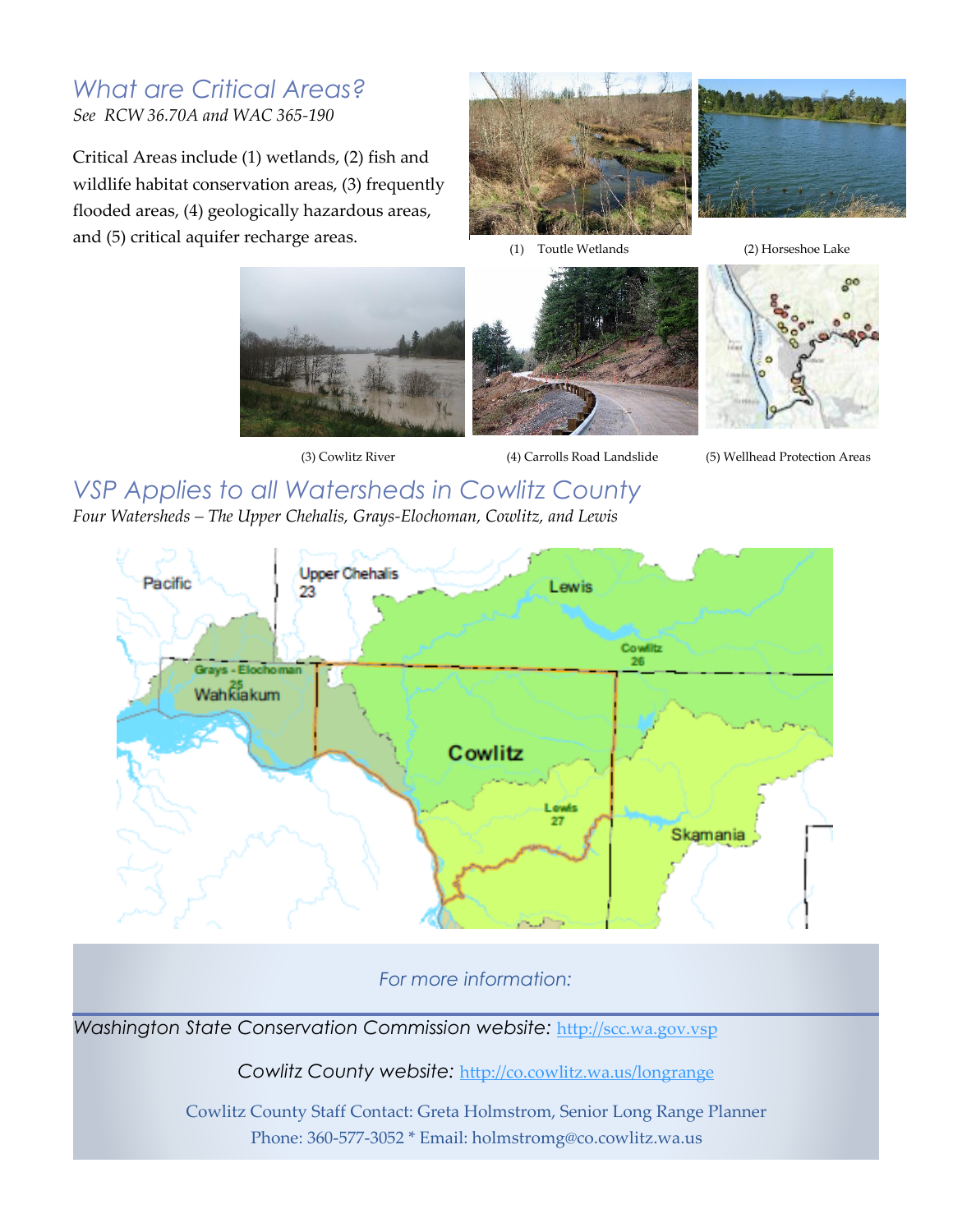## What are Critical Areas?

*See RCW 36.70A and WAC 365-190*

Critical Areas include (1) wetlands, (2) fish and wildlife habitat conservation areas, (3) frequently flooded areas, (4) geologically hazardous areas, and (5) critical aquifer recharge areas.

(1) Toutle Wetlands

(2) Horseshoe Lake

(3) Cowlitz River

(4) Carrolls Road Landslide

(5) Wellhead Protection Areas

## VSP Applies to all Watersheds in Cowlitz County

*Four Watersheds – The Upper Chehalis, Grays-Elochoman, Cowlitz, and Lewis*

Pacific

Upper Chehalis
23

Lewis

Cowlitz
26

Grays - Elochoman
25

Wahkiakum

Cowlitz

Lewis
27

Skamania

*For more information:*

*Washington State Conservation Commission website:* http://scc.wa.gov.vsp

*Cowlitz County website:* http://co.cowlitz.wa.us/longrange

Cowlitz County Staff Contact: Greta Holmstrom, Senior Long Range Planner
Phone: 360-577-3052 * Email: holmstromg@co.cowlitz.wa.us